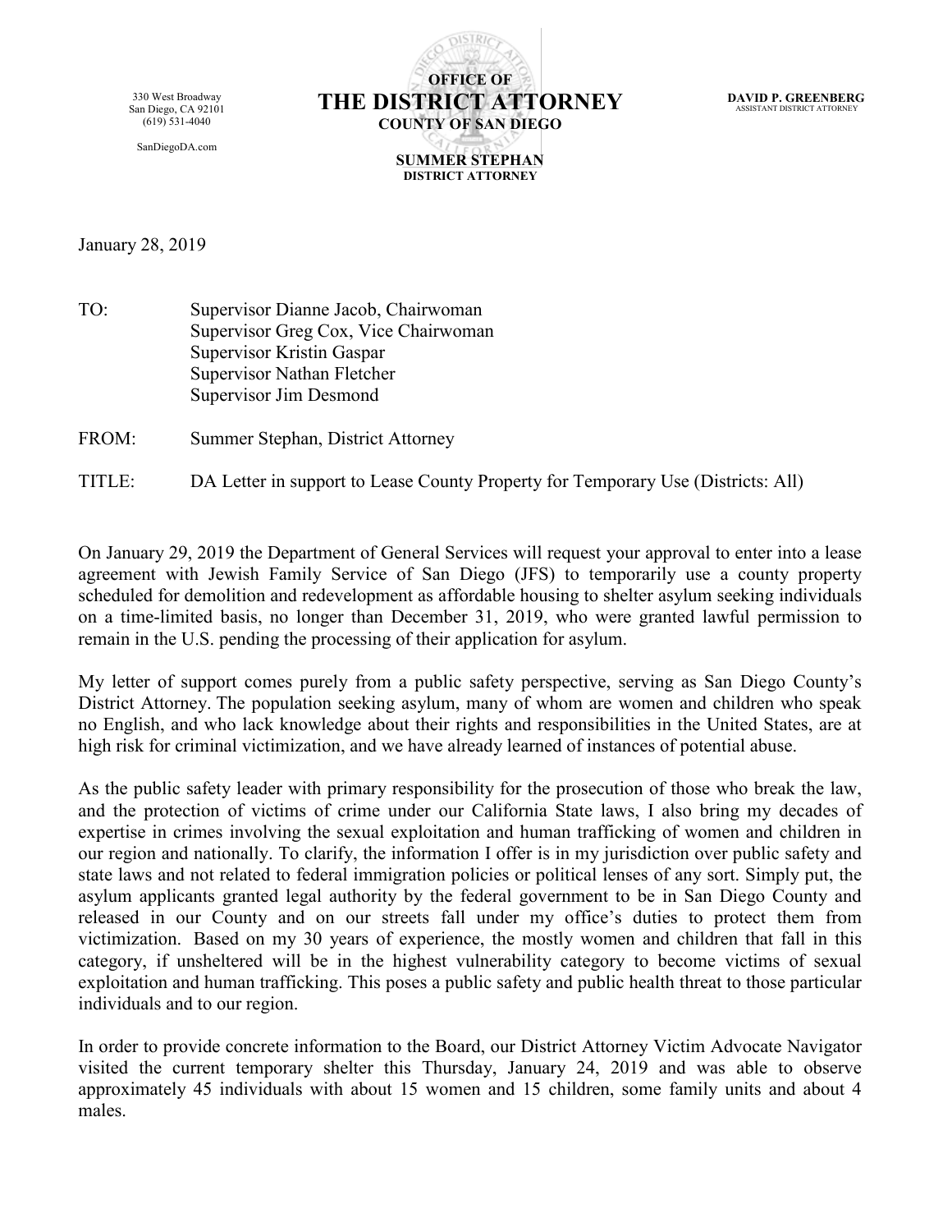330 West Broadway
San Diego, CA 92101
(619) 531-4040

SanDiegoDA.com

**OFFICE OF**
# THE DISTRICT ATTORNEY
**COUNTY OF SAN DIEGO**

**SUMMER STEPHAN**
**DISTRICT ATTORNEY**

**DAVID P. GREENBERG**
ASSISTANT DISTRICT ATTORNEY

January 28, 2019

TO: Supervisor Dianne Jacob, Chairwoman
Supervisor Greg Cox, Vice Chairwoman
Supervisor Kristin Gaspar
Supervisor Nathan Fletcher
Supervisor Jim Desmond

FROM: Summer Stephan, District Attorney

TITLE: DA Letter in support to Lease County Property for Temporary Use (Districts: All)

On January 29, 2019 the Department of General Services will request your approval to enter into a lease agreement with Jewish Family Service of San Diego (JFS) to temporarily use a county property scheduled for demolition and redevelopment as affordable housing to shelter asylum seeking individuals on a time-limited basis, no longer than December 31, 2019, who were granted lawful permission to remain in the U.S. pending the processing of their application for asylum.

My letter of support comes purely from a public safety perspective, serving as San Diego County's District Attorney. The population seeking asylum, many of whom are women and children who speak no English, and who lack knowledge about their rights and responsibilities in the United States, are at high risk for criminal victimization, and we have already learned of instances of potential abuse.

As the public safety leader with primary responsibility for the prosecution of those who break the law, and the protection of victims of crime under our California State laws, I also bring my decades of expertise in crimes involving the sexual exploitation and human trafficking of women and children in our region and nationally. To clarify, the information I offer is in my jurisdiction over public safety and state laws and not related to federal immigration policies or political lenses of any sort. Simply put, the asylum applicants granted legal authority by the federal government to be in San Diego County and released in our County and on our streets fall under my office's duties to protect them from victimization. Based on my 30 years of experience, the mostly women and children that fall in this category, if unsheltered will be in the highest vulnerability category to become victims of sexual exploitation and human trafficking. This poses a public safety and public health threat to those particular individuals and to our region.

In order to provide concrete information to the Board, our District Attorney Victim Advocate Navigator visited the current temporary shelter this Thursday, January 24, 2019 and was able to observe approximately 45 individuals with about 15 women and 15 children, some family units and about 4 males.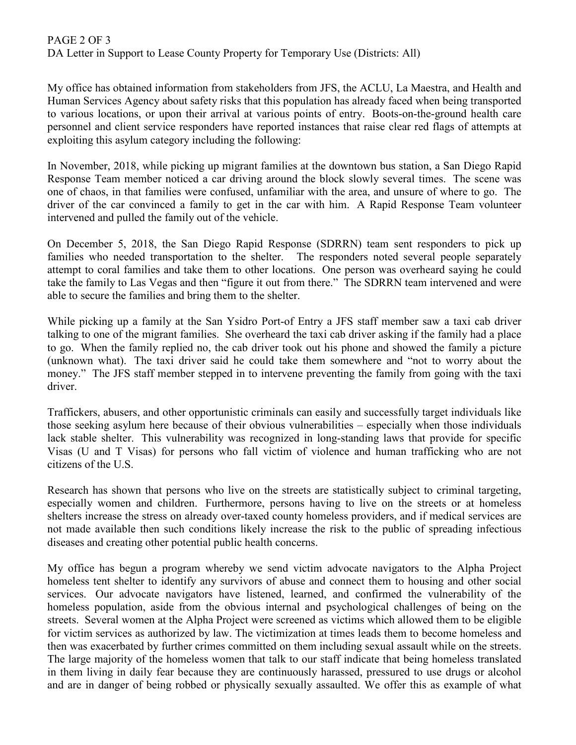My office has obtained information from stakeholders from JFS, the ACLU, La Maestra, and Health and Human Services Agency about safety risks that this population has already faced when being transported to various locations, or upon their arrival at various points of entry. Boots-on-the-ground health care personnel and client service responders have reported instances that raise clear red flags of attempts at exploiting this asylum category including the following:

In November, 2018, while picking up migrant families at the downtown bus station, a San Diego Rapid Response Team member noticed a car driving around the block slowly several times. The scene was one of chaos, in that families were confused, unfamiliar with the area, and unsure of where to go. The driver of the car convinced a family to get in the car with him. A Rapid Response Team volunteer intervened and pulled the family out of the vehicle.

On December 5, 2018, the San Diego Rapid Response (SDRRN) team sent responders to pick up families who needed transportation to the shelter. The responders noted several people separately attempt to coral families and take them to other locations. One person was overheard saying he could take the family to Las Vegas and then "figure it out from there." The SDRRN team intervened and were able to secure the families and bring them to the shelter.

While picking up a family at the San Ysidro Port-of Entry a JFS staff member saw a taxi cab driver talking to one of the migrant families. She overheard the taxi cab driver asking if the family had a place to go. When the family replied no, the cab driver took out his phone and showed the family a picture (unknown what). The taxi driver said he could take them somewhere and "not to worry about the money." The JFS staff member stepped in to intervene preventing the family from going with the taxi driver.

Traffickers, abusers, and other opportunistic criminals can easily and successfully target individuals like those seeking asylum here because of their obvious vulnerabilities – especially when those individuals lack stable shelter. This vulnerability was recognized in long-standing laws that provide for specific Visas (U and T Visas) for persons who fall victim of violence and human trafficking who are not citizens of the U.S.

Research has shown that persons who live on the streets are statistically subject to criminal targeting, especially women and children. Furthermore, persons having to live on the streets or at homeless shelters increase the stress on already over-taxed county homeless providers, and if medical services are not made available then such conditions likely increase the risk to the public of spreading infectious diseases and creating other potential public health concerns.

My office has begun a program whereby we send victim advocate navigators to the Alpha Project homeless tent shelter to identify any survivors of abuse and connect them to housing and other social services. Our advocate navigators have listened, learned, and confirmed the vulnerability of the homeless population, aside from the obvious internal and psychological challenges of being on the streets. Several women at the Alpha Project were screened as victims which allowed them to be eligible for victim services as authorized by law. The victimization at times leads them to become homeless and then was exacerbated by further crimes committed on them including sexual assault while on the streets. The large majority of the homeless women that talk to our staff indicate that being homeless translated in them living in daily fear because they are continuously harassed, pressured to use drugs or alcohol and are in danger of being robbed or physically sexually assaulted. We offer this as example of what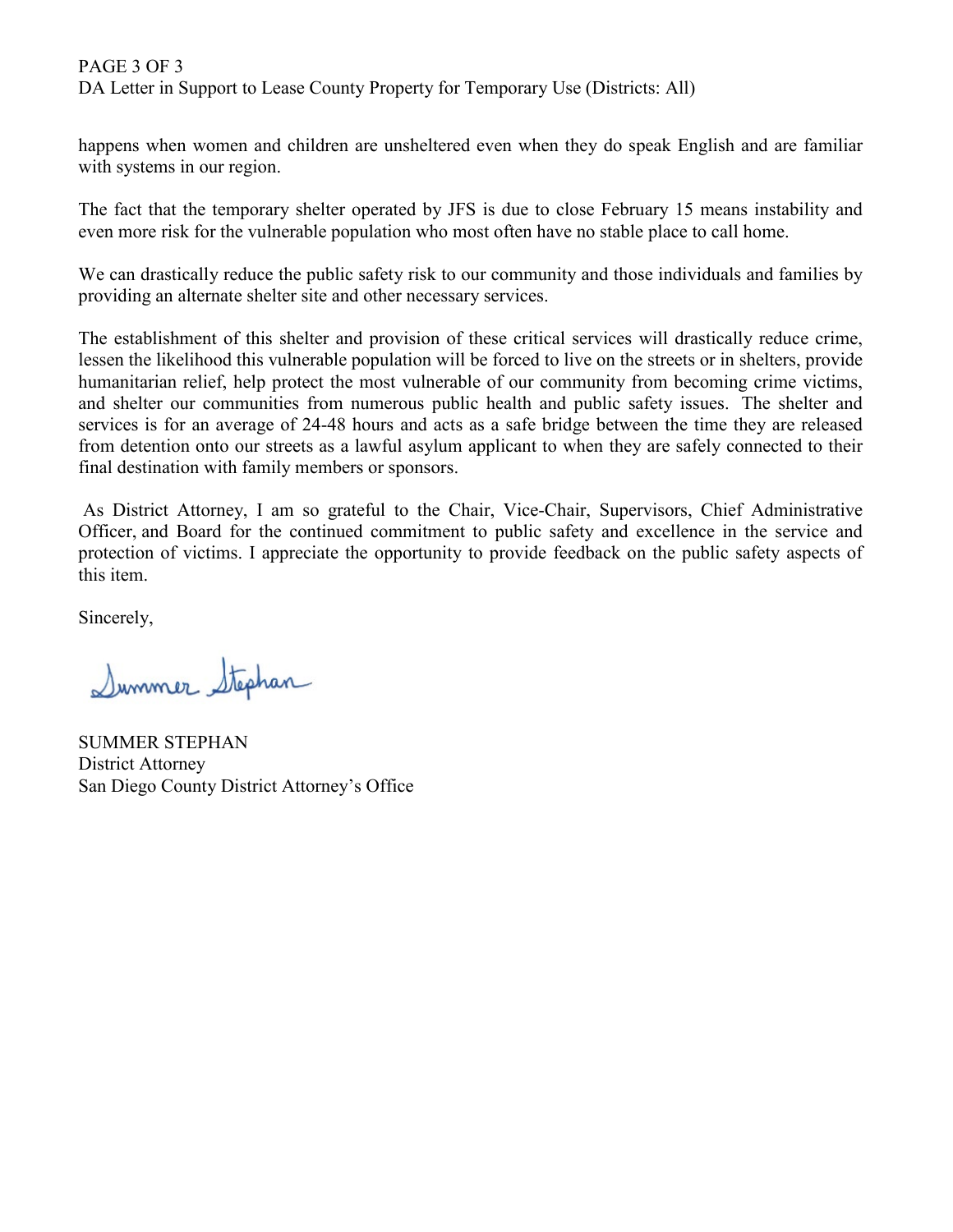happens when women and children are unsheltered even when they do speak English and are familiar with systems in our region.

The fact that the temporary shelter operated by JFS is due to close February 15 means instability and even more risk for the vulnerable population who most often have no stable place to call home.

We can drastically reduce the public safety risk to our community and those individuals and families by providing an alternate shelter site and other necessary services.

The establishment of this shelter and provision of these critical services will drastically reduce crime, lessen the likelihood this vulnerable population will be forced to live on the streets or in shelters, provide humanitarian relief, help protect the most vulnerable of our community from becoming crime victims, and shelter our communities from numerous public health and public safety issues. The shelter and services is for an average of 24-48 hours and acts as a safe bridge between the time they are released from detention onto our streets as a lawful asylum applicant to when they are safely connected to their final destination with family members or sponsors.

As District Attorney, I am so grateful to the Chair, Vice-Chair, Supervisors, Chief Administrative Officer, and Board for the continued commitment to public safety and excellence in the service and protection of victims. I appreciate the opportunity to provide feedback on the public safety aspects of this item.

Sincerely,

Summer Stephan

SUMMER STEPHAN
District Attorney
San Diego County District Attorney's Office